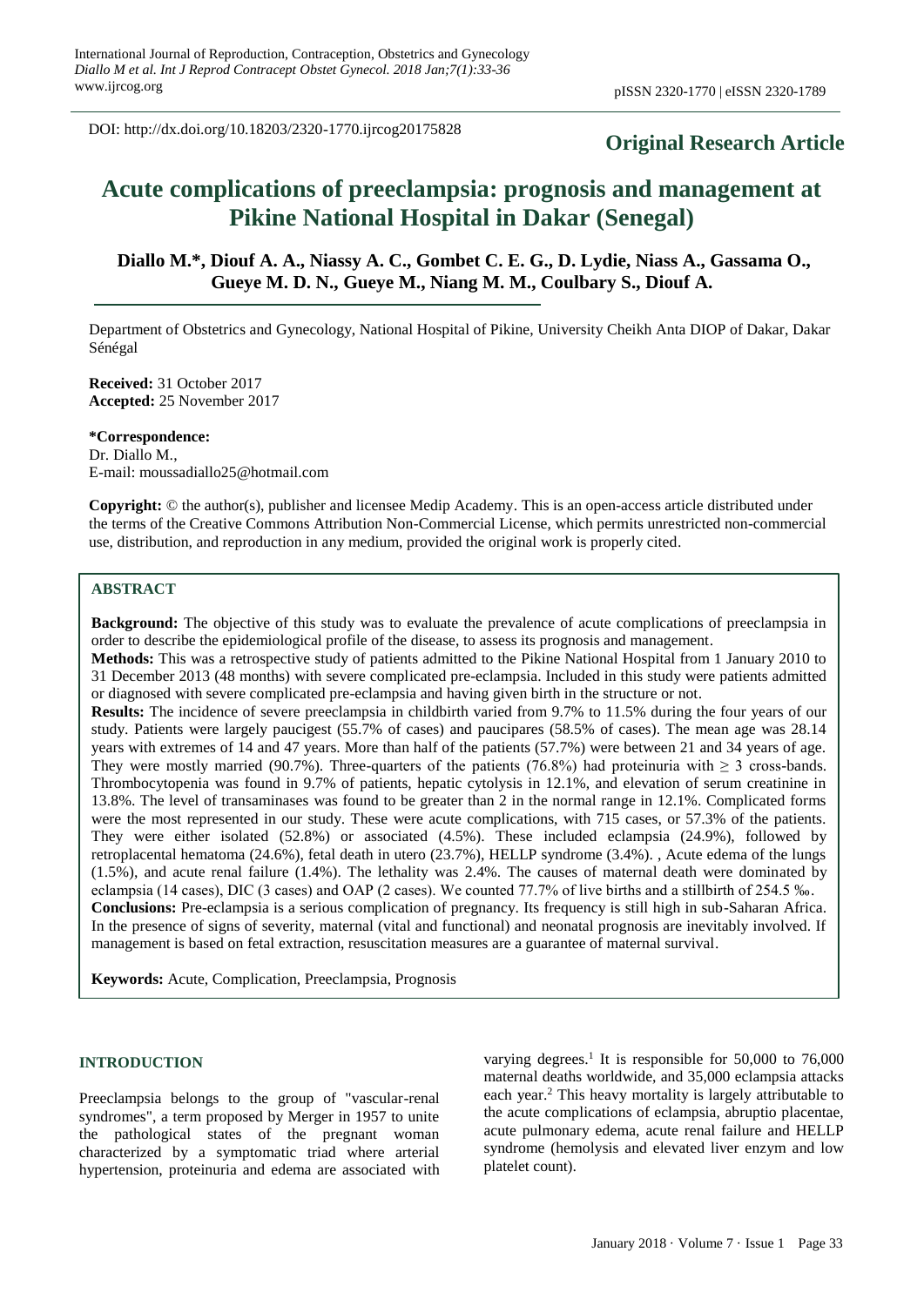DOI: http://dx.doi.org/10.18203/2320-1770.ijrcog20175828

**Original Research Article**

# Acute complications of preeclampsia: prognosis and management at Pikine National Hospital in Dakar (Senegal)

**Diallo M.\*, Diouf A. A., Niassy A. C., Gombet C. E. G., D. Lydie, Niass A., Gassama O., Gueye M. D. N., Gueye M., Niang M. M., Coulbary S., Diouf A.**

Department of Obstetrics and Gynecology, National Hospital of Pikine, University Cheikh Anta DIOP of Dakar, Dakar Sénégal

**Received:** 31 October 2017
**Accepted:** 25 November 2017

**\*Correspondence:**
Dr. Diallo M.,
E-mail: moussadiallo25@hotmail.com

**Copyright:** © the author(s), publisher and licensee Medip Academy. This is an open-access article distributed under the terms of the Creative Commons Attribution Non-Commercial License, which permits unrestricted non-commercial use, distribution, and reproduction in any medium, provided the original work is properly cited.

## ABSTRACT

**Background:** The objective of this study was to evaluate the prevalence of acute complications of preeclampsia in order to describe the epidemiological profile of the disease, to assess its prognosis and management.

**Methods:** This was a retrospective study of patients admitted to the Pikine National Hospital from 1 January 2010 to 31 December 2013 (48 months) with severe complicated pre-eclampsia. Included in this study were patients admitted or diagnosed with severe complicated pre-eclampsia and having given birth in the structure or not.

**Results:** The incidence of severe preeclampsia in childbirth varied from 9.7% to 11.5% during the four years of our study. Patients were largely paucigest (55.7% of cases) and paucipares (58.5% of cases). The mean age was 28.14 years with extremes of 14 and 47 years. More than half of the patients (57.7%) were between 21 and 34 years of age. They were mostly married (90.7%). Three-quarters of the patients (76.8%) had proteinuria with $\geq 3$ cross-bands. Thrombocytopenia was found in 9.7% of patients, hepatic cytolysis in 12.1%, and elevation of serum creatinine in 13.8%. The level of transaminases was found to be greater than 2 in the normal range in 12.1%. Complicated forms were the most represented in our study. These were acute complications, with 715 cases, or 57.3% of the patients. They were either isolated (52.8%) or associated (4.5%). These included eclampsia (24.9%), followed by retroplacental hematoma (24.6%), fetal death in utero (23.7%), HELLP syndrome (3.4%). , Acute edema of the lungs (1.5%), and acute renal failure (1.4%). The lethality was 2.4%. The causes of maternal death were dominated by eclampsia (14 cases), DIC (3 cases) and OAP (2 cases). We counted 77.7% of live births and a stillbirth of 254.5 ‰.

**Conclusions:** Pre-eclampsia is a serious complication of pregnancy. Its frequency is still high in sub-Saharan Africa. In the presence of signs of severity, maternal (vital and functional) and neonatal prognosis are inevitably involved. If management is based on fetal extraction, resuscitation measures are a guarantee of maternal survival.

**Keywords:** Acute, Complication, Preeclampsia, Prognosis

## INTRODUCTION

Preeclampsia belongs to the group of "vascular-renal syndromes", a term proposed by Merger in 1957 to unite the pathological states of the pregnant woman characterized by a symptomatic triad where arterial hypertension, proteinuria and edema are associated with varying degrees.[1] It is responsible for 50,000 to 76,000 maternal deaths worldwide, and 35,000 eclampsia attacks each year.[2] This heavy mortality is largely attributable to the acute complications of eclampsia, abruptio placentae, acute pulmonary edema, acute renal failure and HELLP syndrome (hemolysis and elevated liver enzym and low platelet count).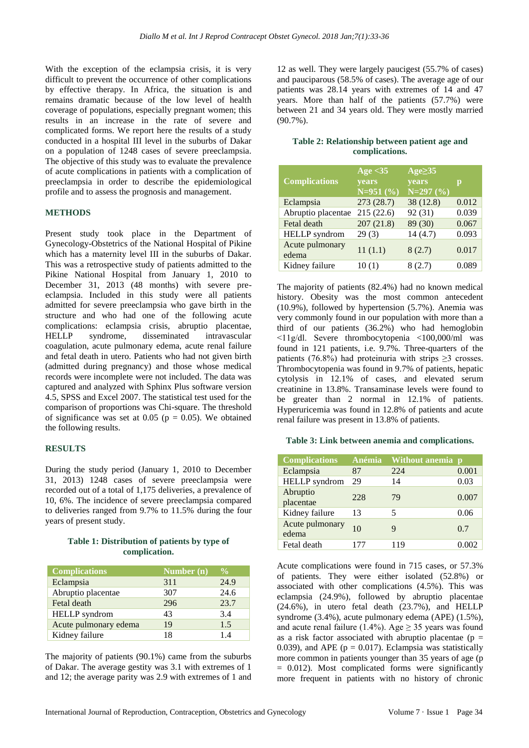With the exception of the eclampsia crisis, it is very difficult to prevent the occurrence of other complications by effective therapy. In Africa, the situation is and remains dramatic because of the low level of health coverage of populations, especially pregnant women; this results in an increase in the rate of severe and complicated forms. We report here the results of a study conducted in a hospital III level in the suburbs of Dakar on a population of 1248 cases of severe preeclampsia. The objective of this study was to evaluate the prevalence of acute complications in patients with a complication of preeclampsia in order to describe the epidemiological profile and to assess the prognosis and management.

## METHODS

Present study took place in the Department of Gynecology-Obstetrics of the National Hospital of Pikine which has a maternity level III in the suburbs of Dakar. This was a retrospective study of patients admitted to the Pikine National Hospital from January 1, 2010 to December 31, 2013 (48 months) with severe pre-eclampsia. Included in this study were all patients admitted for severe preeclampsia who gave birth in the structure and who had one of the following acute complications: eclampsia crisis, abruptio placentae, HELLP syndrome, disseminated intravascular coagulation, acute pulmonary edema, acute renal failure and fetal death in utero. Patients who had not given birth (admitted during pregnancy) and those whose medical records were incomplete were not included. The data was captured and analyzed with Sphinx Plus software version 4.5, SPSS and Excel 2007. The statistical test used for the comparison of proportions was Chi-square. The threshold of significance was set at 0.05 ($p = 0.05$). We obtained the following results.

## RESULTS

During the study period (January 1, 2010 to December 31, 2013) 1248 cases of severe preeclampsia were recorded out of a total of 1,175 deliveries, a prevalence of 10, 6%. The incidence of severe preeclampsia compared to deliveries ranged from 9.7% to 11.5% during the four years of present study.

**Table 1: Distribution of patients by type of complication.**

| Complications | Number (n) | % |
|---|---|---|
| Eclampsia | 311 | 24.9 |
| Abruptio placentae | 307 | 24.6 |
| Fetal death | 296 | 23.7 |
| HELLP syndrom | 43 | 3.4 |
| Acute pulmonary edema | 19 | 1.5 |
| Kidney failure | 18 | 1.4 |

The majority of patients (90.1%) came from the suburbs of Dakar. The average gestity was 3.1 with extremes of 1 and 12; the average parity was 2.9 with extremes of 1 and 12 as well. They were largely paucigest (55.7% of cases) and pauciparous (58.5% of cases). The average age of our patients was 28.14 years with extremes of 14 and 47 years. More than half of the patients (57.7%) were between 21 and 34 years old. They were mostly married (90.7%).

**Table 2: Relationship between patient age and complications.**

| Complications | Age <35 years N=951 (%) | Age≥35 years N=297 (%) | p |
|---|---|---|---|
| Eclampsia | 273 (28.7) | 38 (12.8) | 0.012 |
| Abruptio placentae | 215 (22.6) | 92 (31) | 0.039 |
| Fetal death | 207 (21.8) | 89 (30) | 0.067 |
| HELLP syndrom | 29 (3) | 14 (4.7) | 0.093 |
| Acute pulmonary edema | 11 (1.1) | 8 (2.7) | 0.017 |
| Kidney failure | 10 (1) | 8 (2.7) | 0.089 |

The majority of patients (82.4%) had no known medical history. Obesity was the most common antecedent (10.9%), followed by hypertension (5.7%). Anemia was very commonly found in our population with more than a third of our patients (36.2%) who had hemoglobin <11g/dl. Severe thrombocytopenia <100,000/ml was found in 121 patients, i.e. 9.7%. Three-quarters of the patients (76.8%) had proteinuria with strips ≥3 crosses. Thrombocytopenia was found in 9.7% of patients, hepatic cytolysis in 12.1% of cases, and elevated serum creatinine in 13.8%. Transaminase levels were found to be greater than 2 normal in 12.1% of patients. Hyperuricemia was found in 12.8% of patients and acute renal failure was present in 13.8% of patients.

**Table 3: Link between anemia and complications.**

| Complications | Anémia | Without anemia | p |
|---|---|---|---|
| Eclampsia | 87 | 224 | 0.001 |
| HELLP syndrom | 29 | 14 | 0.03 |
| Abruptio placentae | 228 | 79 | 0.007 |
| Kidney failure | 13 | 5 | 0.06 |
| Acute pulmonary edema | 10 | 9 | 0.7 |
| Fetal death | 177 | 119 | 0.002 |

Acute complications were found in 715 cases, or 57.3% of patients. They were either isolated (52.8%) or associated with other complications (4.5%). This was eclampsia (24.9%), followed by abruptio placentae (24.6%), in utero fetal death (23.7%), and HELLP syndrome (3.4%), acute pulmonary edema (APE) (1.5%), and acute renal failure (1.4%). Age ≥ 35 years was found as a risk factor associated with abruptio placentae ($p = 0.039$), and APE ($p = 0.017$). Eclampsia was statistically more common in patients younger than 35 years of age ($p = 0.012$). Most complicated forms were significantly more frequent in patients with no history of chronic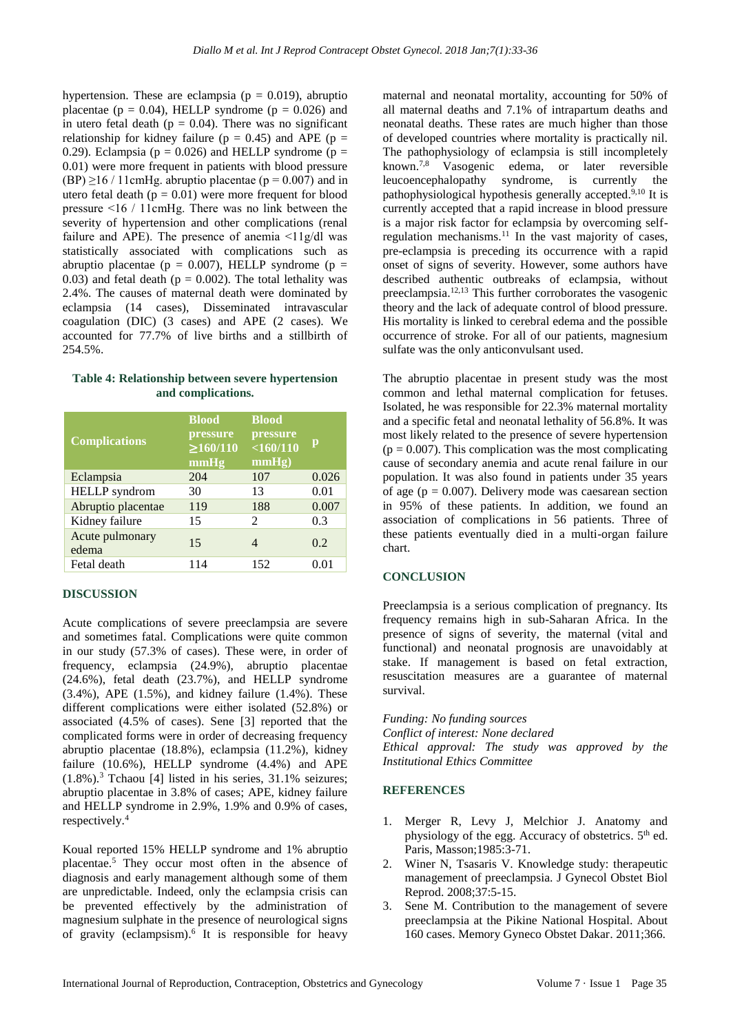hypertension. These are eclampsia ($p = 0.019$), abruptio placentae ($p = 0.04$), HELLP syndrome ($p = 0.026$) and in utero fetal death ($p = 0.04$). There was no significant relationship for kidney failure ($p = 0.45$) and APE ($p = 0.29$). Eclampsia ($p = 0.026$) and HELLP syndrome ($p = 0.01$) were more frequent in patients with blood pressure (BP) ≥16 / 11cmHg. abruptio placentae ($p = 0.007$) and in utero fetal death ($p = 0.01$) were more frequent for blood pressure <16 / 11cmHg. There was no link between the severity of hypertension and other complications (renal failure and APE). The presence of anemia <11g/dl was statistically associated with complications such as abruptio placentae ($p = 0.007$), HELLP syndrome ($p = 0.03$) and fetal death ($p = 0.002$). The total lethality was 2.4%. The causes of maternal death were dominated by eclampsia (14 cases), Disseminated intravascular coagulation (DIC) (3 cases) and APE (2 cases). We accounted for 77.7% of live births and a stillbirth of 254.5%.

**Table 4: Relationship between severe hypertension and complications.**

| Complications | Blood pressure ≥160/110 mmHg | Blood pressure <160/110 mmHg) | p |
|---|---|---|---|
| Eclampsia | 204 | 107 | 0.026 |
| HELLP syndrom | 30 | 13 | 0.01 |
| Abruptio placentae | 119 | 188 | 0.007 |
| Kidney failure | 15 | 2 | 0.3 |
| Acute pulmonary edema | 15 | 4 | 0.2 |
| Fetal death | 114 | 152 | 0.01 |

## DISCUSSION

Acute complications of severe preeclampsia are severe and sometimes fatal. Complications were quite common in our study (57.3% of cases). These were, in order of frequency, eclampsia (24.9%), abruptio placentae (24.6%), fetal death (23.7%), and HELLP syndrome (3.4%), APE (1.5%), and kidney failure (1.4%). These different complications were either isolated (52.8%) or associated (4.5% of cases). Sene [3] reported that the complicated forms were in order of decreasing frequency abruptio placentae (18.8%), eclampsia (11.2%), kidney failure (10.6%), HELLP syndrome (4.4%) and APE (1.8%).[3] Tchaou [4] listed in his series, 31.1% seizures; abruptio placentae in 3.8% of cases; APE, kidney failure and HELLP syndrome in 2.9%, 1.9% and 0.9% of cases, respectively.[4]

Koual reported 15% HELLP syndrome and 1% abruptio placentae.[5] They occur most often in the absence of diagnosis and early management although some of them are unpredictable. Indeed, only the eclampsia crisis can be prevented effectively by the administration of magnesium sulphate in the presence of neurological signs of gravity (eclampsism).[6] It is responsible for heavy maternal and neonatal mortality, accounting for 50% of all maternal deaths and 7.1% of intrapartum deaths and neonatal deaths. These rates are much higher than those of developed countries where mortality is practically nil. The pathophysiology of eclampsia is still incompletely known.[7,8] Vasogenic edema, or later reversible leucoencephalopathy syndrome, is currently the pathophysiological hypothesis generally accepted.[9,10] It is currently accepted that a rapid increase in blood pressure is a major risk factor for eclampsia by overcoming self-regulation mechanisms.[11] In the vast majority of cases, pre-eclampsia is preceding its occurrence with a rapid onset of signs of severity. However, some authors have described authentic outbreaks of eclampsia, without preeclampsia.[12,13] This further corroborates the vasogenic theory and the lack of adequate control of blood pressure. His mortality is linked to cerebral edema and the possible occurrence of stroke. For all of our patients, magnesium sulfate was the only anticonvulsant used.

The abruptio placentae in present study was the most common and lethal maternal complication for fetuses. Isolated, he was responsible for 22.3% maternal mortality and a specific fetal and neonatal lethality of 56.8%. It was most likely related to the presence of severe hypertension ($p = 0.007$). This complication was the most complicating cause of secondary anemia and acute renal failure in our population. It was also found in patients under 35 years of age ($p = 0.007$). Delivery mode was caesarean section in 95% of these patients. In addition, we found an association of complications in 56 patients. Three of these patients eventually died in a multi-organ failure chart.

## CONCLUSION

Preeclampsia is a serious complication of pregnancy. Its frequency remains high in sub-Saharan Africa. In the presence of signs of severity, the maternal (vital and functional) and neonatal prognosis are unavoidably at stake. If management is based on fetal extraction, resuscitation measures are a guarantee of maternal survival.

*Funding: No funding sources*
*Conflict of interest: None declared*
*Ethical approval: The study was approved by the Institutional Ethics Committee*

## REFERENCES

1. Merger R, Levy J, Melchior J. Anatomy and physiology of the egg. Accuracy of obstetrics. 5th ed. Paris, Masson;1985:3-71.
2. Winer N, Tsasaris V. Knowledge study: therapeutic management of preeclampsia. J Gynecol Obstet Biol Reprod. 2008;37:5-15.
3. Sene M. Contribution to the management of severe preeclampsia at the Pikine National Hospital. About 160 cases. Memory Gyneco Obstet Dakar. 2011;366.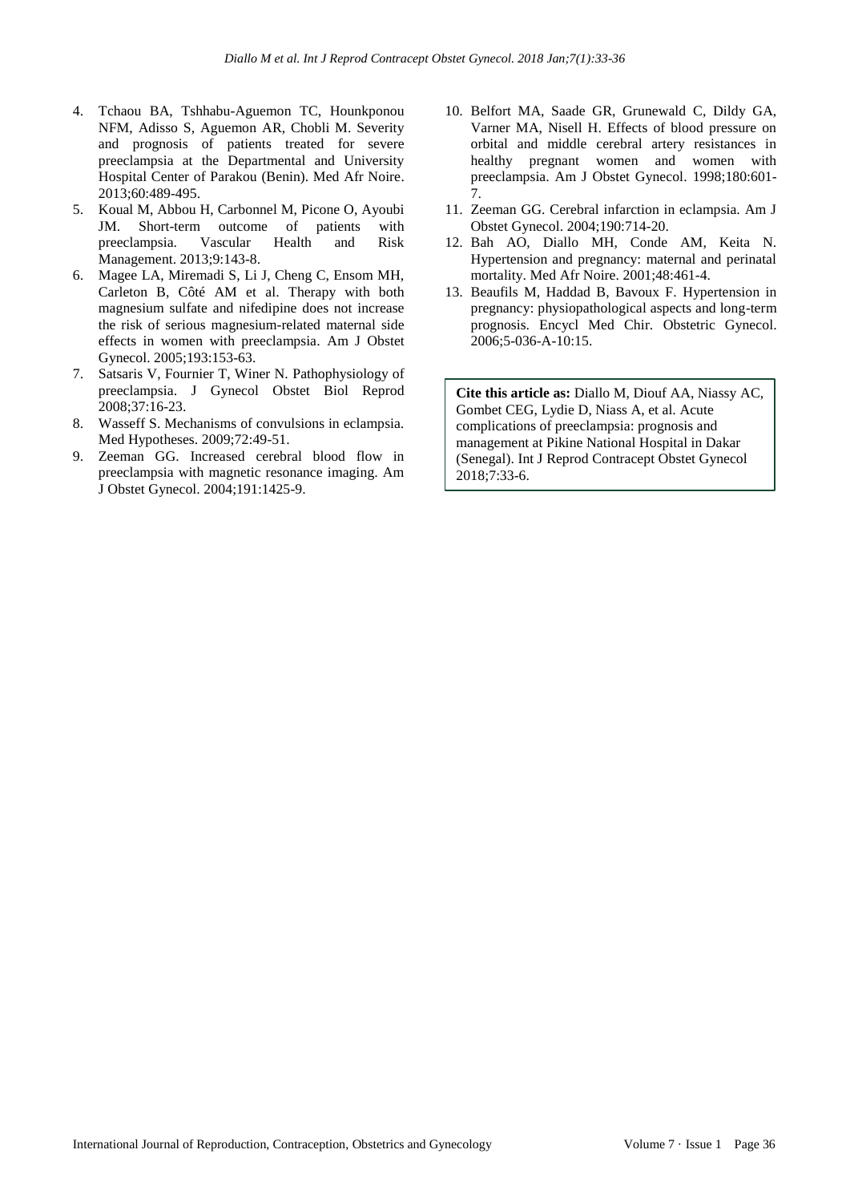4. Tchaou BA, Tshhabu-Aguemon TC, Hounkponou NFM, Adisso S, Aguemon AR, Chobli M. Severity and prognosis of patients treated for severe preeclampsia at the Departmental and University Hospital Center of Parakou (Benin). Med Afr Noire. 2013;60:489-495.
5. Koual M, Abbou H, Carbonnel M, Picone O, Ayoubi JM. Short-term outcome of patients with preeclampsia. Vascular Health and Risk Management. 2013;9:143-8.
6. Magee LA, Miremadi S, Li J, Cheng C, Ensom MH, Carleton B, Côté AM et al. Therapy with both magnesium sulfate and nifedipine does not increase the risk of serious magnesium-related maternal side effects in women with preeclampsia. Am J Obstet Gynecol. 2005;193:153-63.
7. Satsaris V, Fournier T, Winer N. Pathophysiology of preeclampsia. J Gynecol Obstet Biol Reprod 2008;37:16-23.
8. Wasseff S. Mechanisms of convulsions in eclampsia. Med Hypotheses. 2009;72:49-51.
9. Zeeman GG. Increased cerebral blood flow in preeclampsia with magnetic resonance imaging. Am J Obstet Gynecol. 2004;191:1425-9.
10. Belfort MA, Saade GR, Grunewald C, Dildy GA, Varner MA, Nisell H. Effects of blood pressure on orbital and middle cerebral artery resistances in healthy pregnant women and women with preeclampsia. Am J Obstet Gynecol. 1998;180:601-7.
11. Zeeman GG. Cerebral infarction in eclampsia. Am J Obstet Gynecol. 2004;190:714-20.
12. Bah AO, Diallo MH, Conde AM, Keita N. Hypertension and pregnancy: maternal and perinatal mortality. Med Afr Noire. 2001;48:461-4.
13. Beaufils M, Haddad B, Bavoux F. Hypertension in pregnancy: physiopathological aspects and long-term prognosis. Encycl Med Chir. Obstetric Gynecol. 2006;5-036-A-10:15.

**Cite this article as:** Diallo M, Diouf AA, Niassy AC, Gombet CEG, Lydie D, Niass A, et al. Acute complications of preeclampsia: prognosis and management at Pikine National Hospital in Dakar (Senegal). Int J Reprod Contracept Obstet Gynecol 2018;7:33-6.